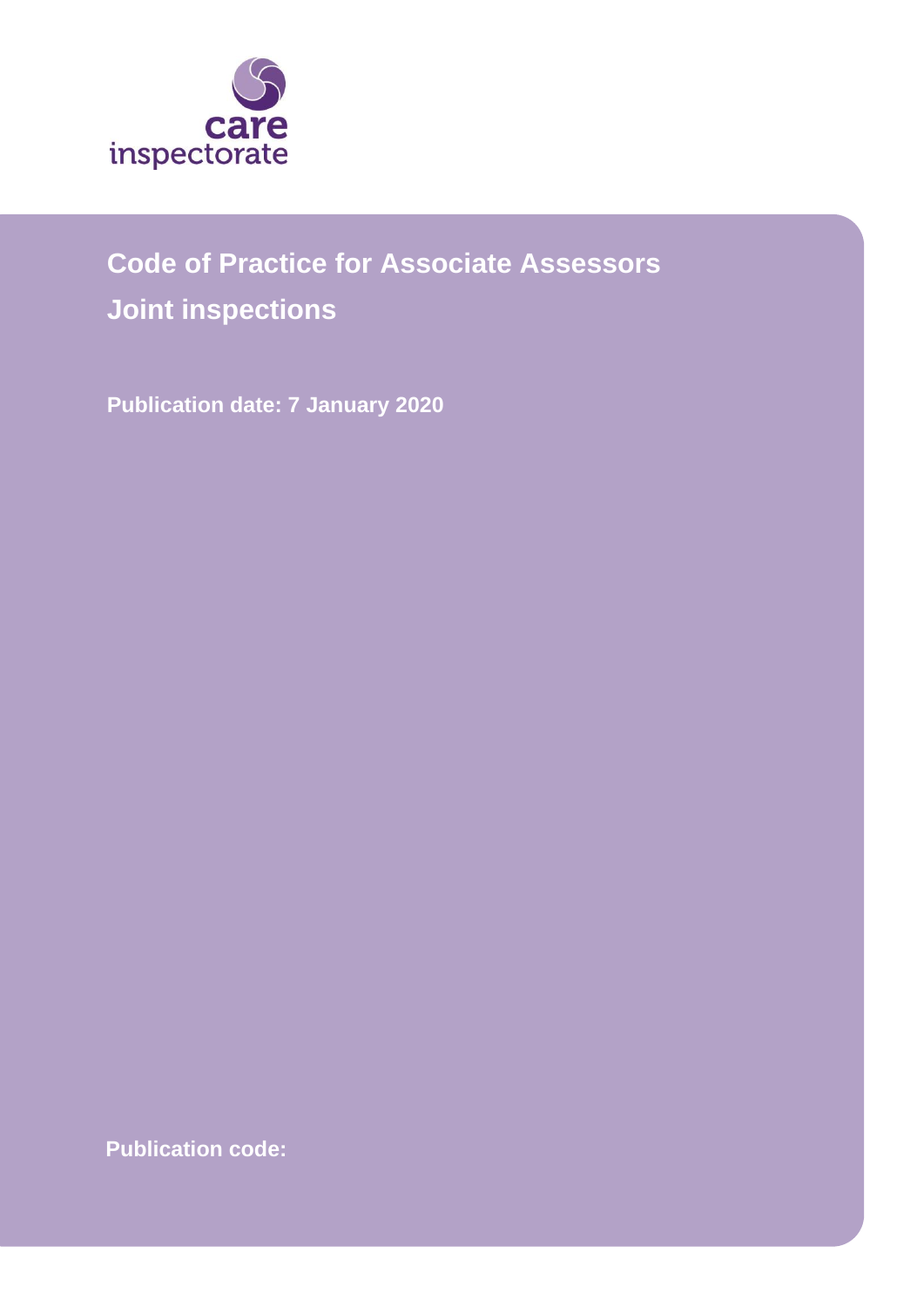care inspectorate

# Code of Practice for Associate Assessors

# Joint inspections

**Publication date: 7 January 2020**

**Publication code:**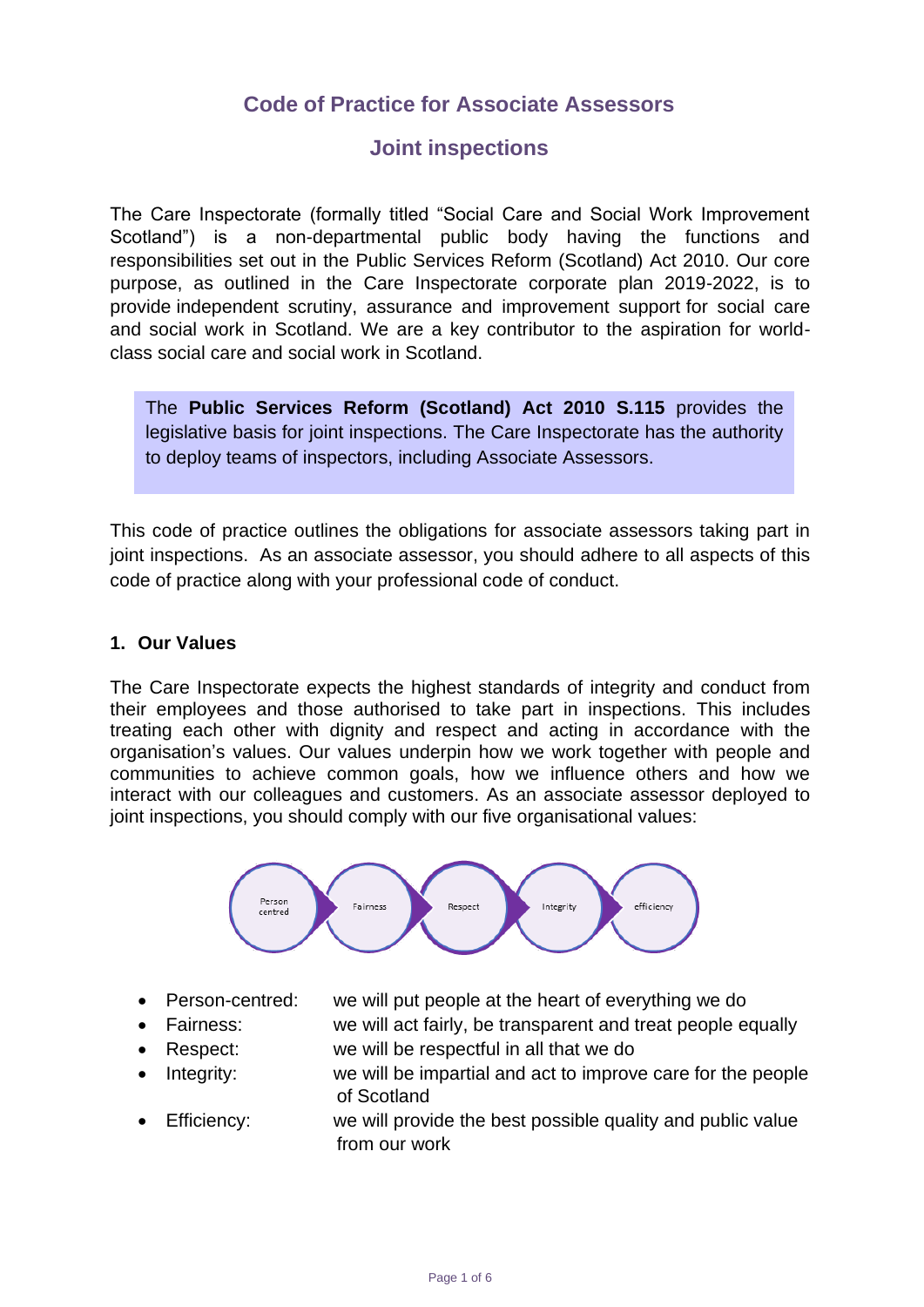## Code of Practice for Associate Assessors

## Joint inspections

The Care Inspectorate (formally titled "Social Care and Social Work Improvement Scotland") is a non-departmental public body having the functions and responsibilities set out in the Public Services Reform (Scotland) Act 2010. Our core purpose, as outlined in the Care Inspectorate corporate plan 2019-2022, is to provide independent scrutiny, assurance and improvement support for social care and social work in Scotland. We are a key contributor to the aspiration for world-class social care and social work in Scotland.

> The **Public Services Reform (Scotland) Act 2010 S.115** provides the legislative basis for joint inspections. The Care Inspectorate has the authority to deploy teams of inspectors, including Associate Assessors.

This code of practice outlines the obligations for associate assessors taking part in joint inspections. As an associate assessor, you should adhere to all aspects of this code of practice along with your professional code of conduct.

### 1. Our Values

The Care Inspectorate expects the highest standards of integrity and conduct from their employees and those authorised to take part in inspections. This includes treating each other with dignity and respect and acting in accordance with the organisation's values. Our values underpin how we work together with people and communities to achieve common goals, how we influence others and how we interact with our colleagues and customers. As an associate assessor deployed to joint inspections, you should comply with our five organisational values:

Person centred → Fairness → Respect → Integrity → efficiency

- Person-centred: we will put people at the heart of everything we do
- Fairness: we will act fairly, be transparent and treat people equally
- Respect: we will be respectful in all that we do
- Integrity: we will be impartial and act to improve care for the people of Scotland
- Efficiency: we will provide the best possible quality and public value from our work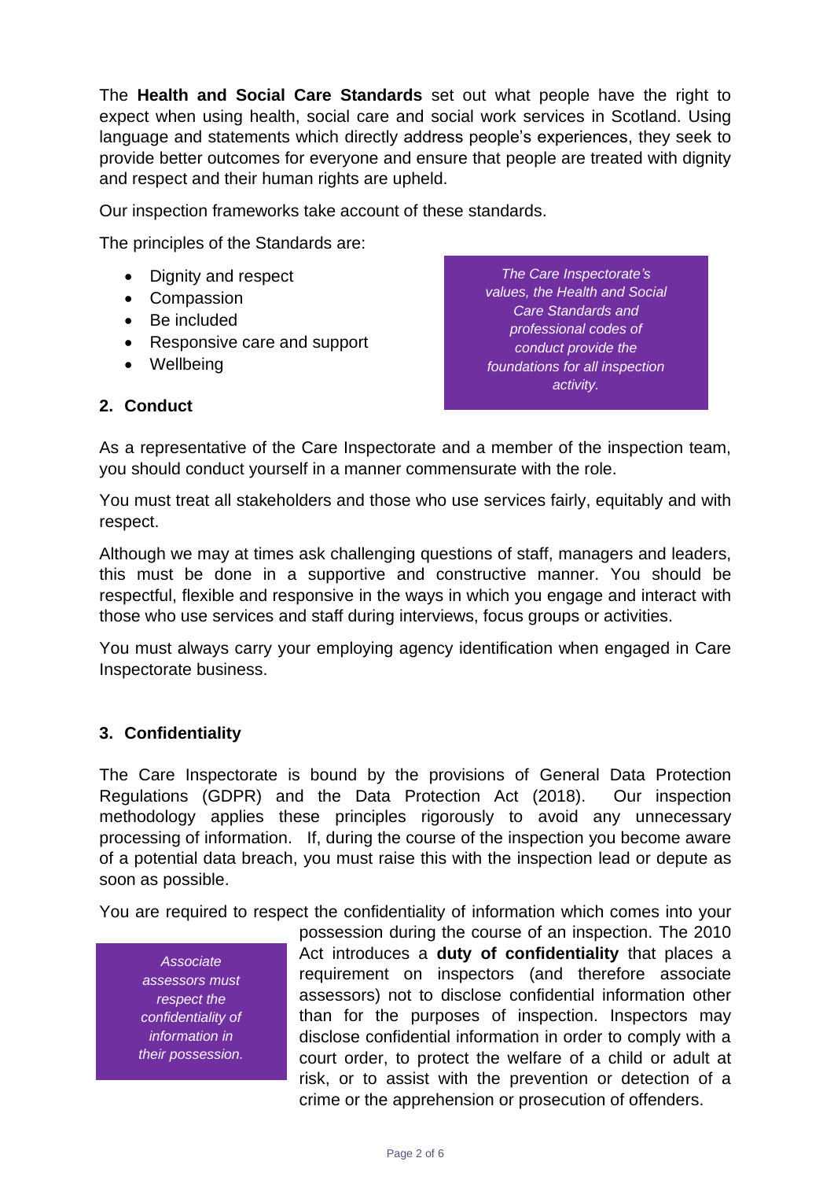The **Health and Social Care Standards** set out what people have the right to expect when using health, social care and social work services in Scotland. Using language and statements which directly address people's experiences, they seek to provide better outcomes for everyone and ensure that people are treated with dignity and respect and their human rights are upheld.

Our inspection frameworks take account of these standards.

The principles of the Standards are:

- Dignity and respect
- Compassion
- Be included
- Responsive care and support
- Wellbeing

*The Care Inspectorate's values, the Health and Social Care Standards and professional codes of conduct provide the foundations for all inspection activity.*

## 2. Conduct

As a representative of the Care Inspectorate and a member of the inspection team, you should conduct yourself in a manner commensurate with the role.

You must treat all stakeholders and those who use services fairly, equitably and with respect.

Although we may at times ask challenging questions of staff, managers and leaders, this must be done in a supportive and constructive manner. You should be respectful, flexible and responsive in the ways in which you engage and interact with those who use services and staff during interviews, focus groups or activities.

You must always carry your employing agency identification when engaged in Care Inspectorate business.

## 3. Confidentiality

The Care Inspectorate is bound by the provisions of General Data Protection Regulations (GDPR) and the Data Protection Act (2018). Our inspection methodology applies these principles rigorously to avoid any unnecessary processing of information. If, during the course of the inspection you become aware of a potential data breach, you must raise this with the inspection lead or depute as soon as possible.

You are required to respect the confidentiality of information which comes into your possession during the course of an inspection. The 2010 Act introduces a **duty of confidentiality** that places a requirement on inspectors (and therefore associate assessors) not to disclose confidential information other than for the purposes of inspection. Inspectors may disclose confidential information in order to comply with a court order, to protect the welfare of a child or adult at risk, or to assist with the prevention or detection of a crime or the apprehension or prosecution of offenders.

*Associate assessors must respect the confidentiality of information in their possession.*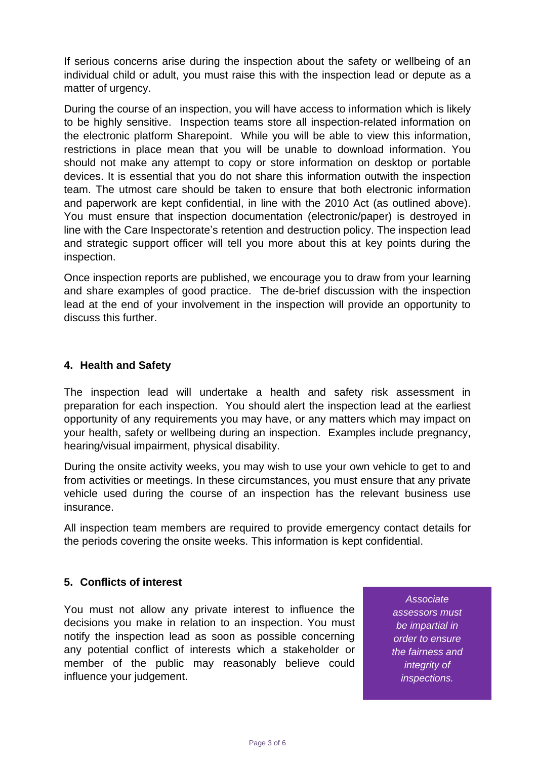If serious concerns arise during the inspection about the safety or wellbeing of an individual child or adult, you must raise this with the inspection lead or depute as a matter of urgency.

During the course of an inspection, you will have access to information which is likely to be highly sensitive. Inspection teams store all inspection-related information on the electronic platform Sharepoint. While you will be able to view this information, restrictions in place mean that you will be unable to download information. You should not make any attempt to copy or store information on desktop or portable devices. It is essential that you do not share this information outwith the inspection team. The utmost care should be taken to ensure that both electronic information and paperwork are kept confidential, in line with the 2010 Act (as outlined above). You must ensure that inspection documentation (electronic/paper) is destroyed in line with the Care Inspectorate's retention and destruction policy. The inspection lead and strategic support officer will tell you more about this at key points during the inspection.

Once inspection reports are published, we encourage you to draw from your learning and share examples of good practice. The de-brief discussion with the inspection lead at the end of your involvement in the inspection will provide an opportunity to discuss this further.

## 4. Health and Safety

The inspection lead will undertake a health and safety risk assessment in preparation for each inspection. You should alert the inspection lead at the earliest opportunity of any requirements you may have, or any matters which may impact on your health, safety or wellbeing during an inspection. Examples include pregnancy, hearing/visual impairment, physical disability.

During the onsite activity weeks, you may wish to use your own vehicle to get to and from activities or meetings. In these circumstances, you must ensure that any private vehicle used during the course of an inspection has the relevant business use insurance.

All inspection team members are required to provide emergency contact details for the periods covering the onsite weeks. This information is kept confidential.

## 5. Conflicts of interest

You must not allow any private interest to influence the decisions you make in relation to an inspection. You must notify the inspection lead as soon as possible concerning any potential conflict of interests which a stakeholder or member of the public may reasonably believe could influence your judgement.

*Associate assessors must be impartial in order to ensure the fairness and integrity of inspections.*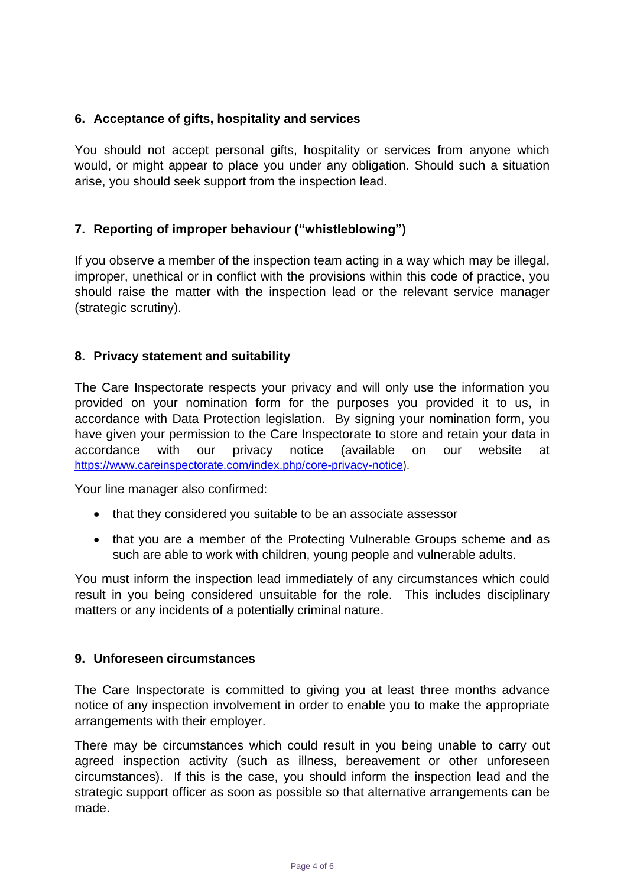## 6. Acceptance of gifts, hospitality and services

You should not accept personal gifts, hospitality or services from anyone which would, or might appear to place you under any obligation. Should such a situation arise, you should seek support from the inspection lead.

## 7. Reporting of improper behaviour ("whistleblowing")

If you observe a member of the inspection team acting in a way which may be illegal, improper, unethical or in conflict with the provisions within this code of practice, you should raise the matter with the inspection lead or the relevant service manager (strategic scrutiny).

## 8. Privacy statement and suitability

The Care Inspectorate respects your privacy and will only use the information you provided on your nomination form for the purposes you provided it to us, in accordance with Data Protection legislation. By signing your nomination form, you have given your permission to the Care Inspectorate to store and retain your data in accordance with our privacy notice (available on our website at https://www.careinspectorate.com/index.php/core-privacy-notice).

Your line manager also confirmed:

- that they considered you suitable to be an associate assessor
- that you are a member of the Protecting Vulnerable Groups scheme and as such are able to work with children, young people and vulnerable adults.

You must inform the inspection lead immediately of any circumstances which could result in you being considered unsuitable for the role. This includes disciplinary matters or any incidents of a potentially criminal nature.

## 9. Unforeseen circumstances

The Care Inspectorate is committed to giving you at least three months advance notice of any inspection involvement in order to enable you to make the appropriate arrangements with their employer.

There may be circumstances which could result in you being unable to carry out agreed inspection activity (such as illness, bereavement or other unforeseen circumstances). If this is the case, you should inform the inspection lead and the strategic support officer as soon as possible so that alternative arrangements can be made.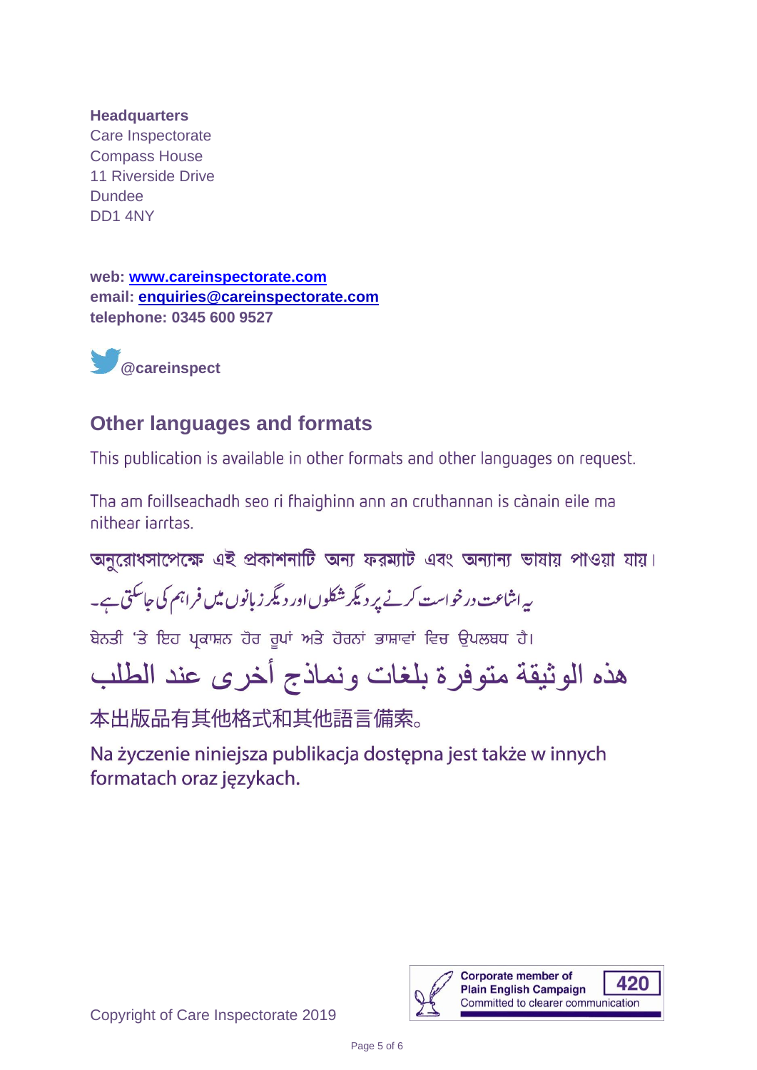**Headquarters**
Care Inspectorate
Compass House
11 Riverside Drive
Dundee
DD1 4NY

**web: [www.careinspectorate.com](http://www.careinspectorate.com)**
**email: [enquiries@careinspectorate.com](mailto:enquiries@careinspectorate.com)**
**telephone: 0345 600 9527**

**@careinspect**

## Other languages and formats

This publication is available in other formats and other languages on request.

Tha am foillseachadh seo ri fhaighinn ann an cruthannan is cànain eile ma nithear iarrtas.

অনুরোধসাপেক্ষে এই প্রকাশনাটি অন্য ফরম্যাট এবং অন্যান্য ভাষায় পাওয়া যায়।

یہ اشاعت درخواست کرنے پر دیگر شکلوں اور دیگر زبانوں میں فراہم کی جاسکتی ہے۔

ਬੇਨਤੀ 'ਤੇ ਇਹ ਪ੍ਰਕਾਸ਼ਨ ਹੋਰ ਰੂਪਾਂ ਅਤੇ ਹੋਰਨਾਂ ਭਾਸ਼ਾਵਾਂ ਵਿਚ ਉਪਲਬਧ ਹੈ।

هذه الوثيقة متوفرة بلغات ونماذج أخرى عند الطلب

本出版品有其他格式和其他語言備索。

Na życzenie niniejsza publikacja dostępna jest także w innych formatach oraz językach.

Corporate member of Plain English Campaign 420
Committed to clearer communication

Copyright of Care Inspectorate 2019